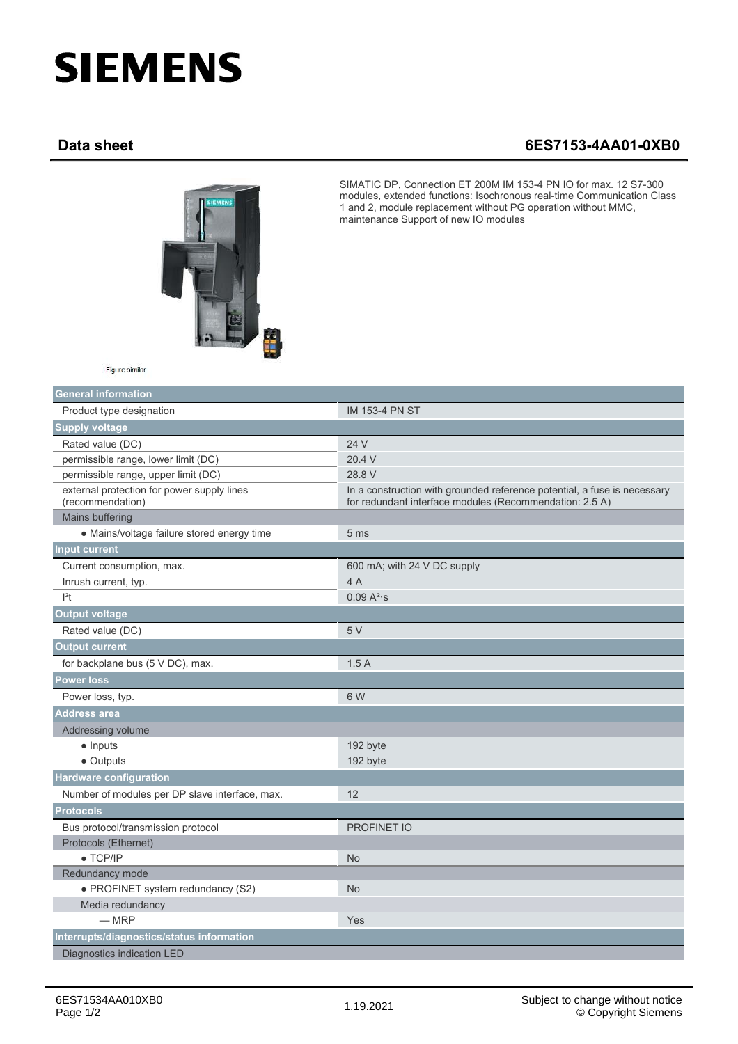# SIEMENS

## Data sheet 6ES7153-4AA01-0XB0

SIMATIC DP, Connection ET 200M IM 153-4 PN IO for max. 12 S7-300 modules, extended functions: Isochronous real-time Communication Class 1 and 2, module replacement without PG operation without MMC, maintenance Support of new IO modules

Figure similar

| General information | |
|---|---|
| Product type designation | IM 153-4 PN ST |
| **Supply voltage** | |
| Rated value (DC) | 24 V |
| permissible range, lower limit (DC) | 20.4 V |
| permissible range, upper limit (DC) | 28.8 V |
| external protection for power supply lines (recommendation) | In a construction with grounded reference potential, a fuse is necessary for redundant interface modules (Recommendation: 2.5 A) |
| Mains buffering | |
| • Mains/voltage failure stored energy time | 5 ms |
| **Input current** | |
| Current consumption, max. | 600 mA; with 24 V DC supply |
| Inrush current, typ. | 4 A |
| $I^2t$ | 0.09 $A^2 \cdot s$ |
| **Output voltage** | |
| Rated value (DC) | 5 V |
| **Output current** | |
| for backplane bus (5 V DC), max. | 1.5 A |
| **Power loss** | |
| Power loss, typ. | 6 W |
| **Address area** | |
| Addressing volume | |
| • Inputs | 192 byte |
| • Outputs | 192 byte |
| **Hardware configuration** | |
| Number of modules per DP slave interface, max. | 12 |
| **Protocols** | |
| Bus protocol/transmission protocol | PROFINET IO |
| Protocols (Ethernet) | |
| • TCP/IP | No |
| Redundancy mode | |
| • PROFINET system redundancy (S2) | No |
| Media redundancy | |
| — MRP | Yes |
| **Interrupts/diagnostics/status information** | |
| Diagnostics indication LED | |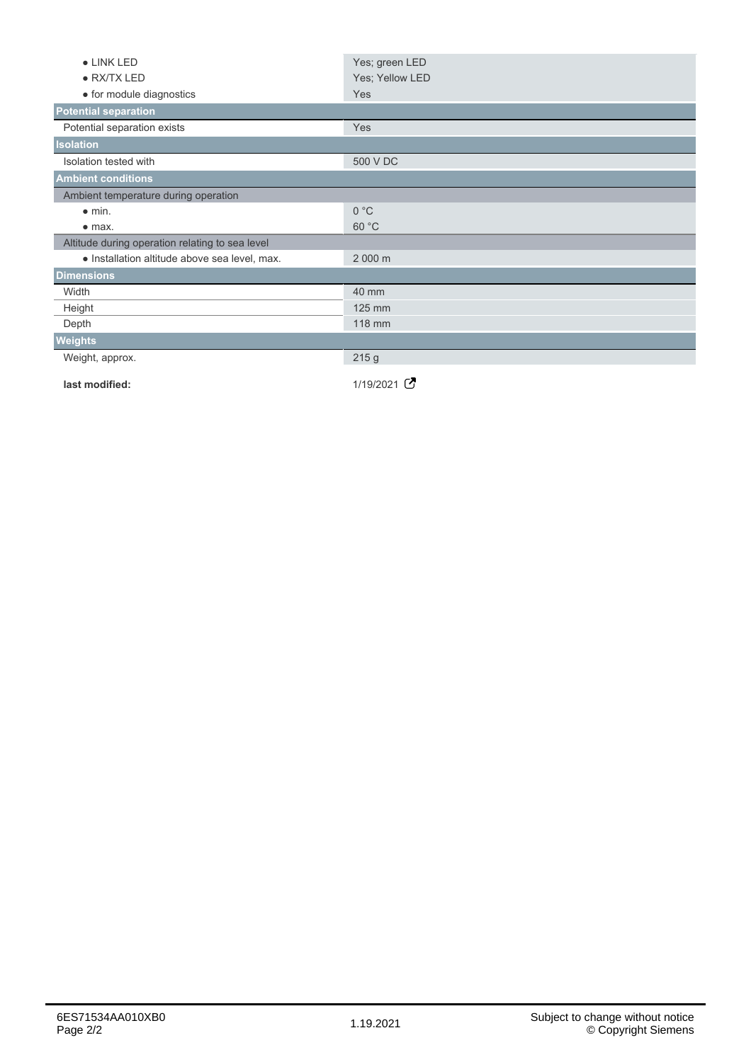| | |
|---|---|
| • LINK LED | Yes; green LED |
| • RX/TX LED | Yes; Yellow LED |
| • for module diagnostics | Yes |
| **Potential separation** | |
| Potential separation exists | Yes |
| **Isolation** | |
| Isolation tested with | 500 V DC |
| **Ambient conditions** | |
| Ambient temperature during operation | |
| • min. | 0 °C |
| • max. | 60 °C |
| Altitude during operation relating to sea level | |
| • Installation altitude above sea level, max. | 2 000 m |
| **Dimensions** | |
| Width | 40 mm |
| Height | 125 mm |
| Depth | 118 mm |
| **Weights** | |
| Weight, approx. | 215 g |

**last modified:** 1/19/2021